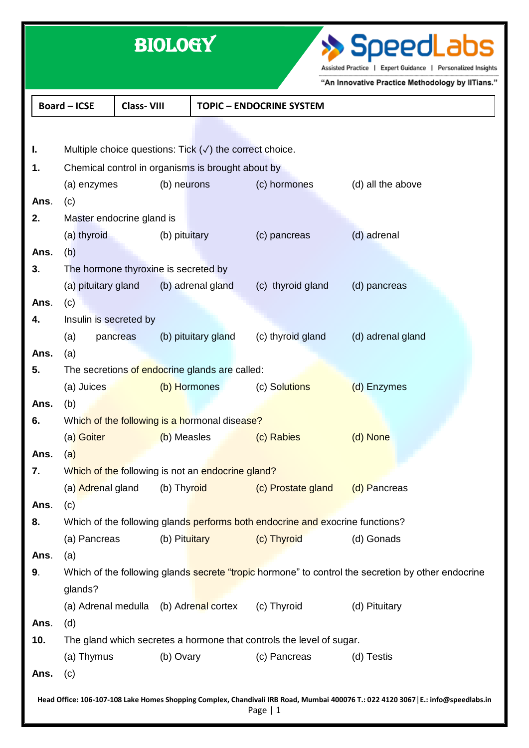# BIOLOGY

| Board – ICSE | Class- VIII | TOPIC – ENDOCRINE SYSTEM |
|---|---|---|

**I.** Multiple choice questions: Tick (✓) the correct choice.

**1.** Chemical control in organisms is brought about by

(a) enzymes (b) neurons (c) hormones (d) all the above

**Ans.** (c)

**2.** Master endocrine gland is

(a) thyroid (b) pituitary (c) pancreas (d) adrenal

**Ans.** (b)

**3.** The hormone thyroxine is secreted by

(a) pituitary gland (b) adrenal gland (c) thyroid gland (d) pancreas

**Ans.** (c)

**4.** Insulin is secreted by

(a) pancreas (b) pituitary gland (c) thyroid gland (d) adrenal gland

**Ans.** (a)

**5.** The secretions of endocrine glands are called:

(a) Juices (b) Hormones (c) Solutions (d) Enzymes

**Ans.** (b)

**6.** Which of the following is a hormonal disease?

(a) Goiter (b) Measles (c) Rabies (d) None

**Ans.** (a)

**7.** Which of the following is not an endocrine gland?

(a) Adrenal gland (b) Thyroid (c) Prostate gland (d) Pancreas

**Ans.** (c)

**8.** Which of the following glands performs both endocrine and exocrine functions?

(a) Pancreas (b) Pituitary (c) Thyroid (d) Gonads

**Ans.** (a)

**9.** Which of the following glands secrete "tropic hormone" to control the secretion by other endocrine glands?

(a) Adrenal medulla (b) Adrenal cortex (c) Thyroid (d) Pituitary

**Ans.** (d)

**10.** The gland which secretes a hormone that controls the level of sugar.

(a) Thymus (b) Ovary (c) Pancreas (d) Testis

**Ans.** (c)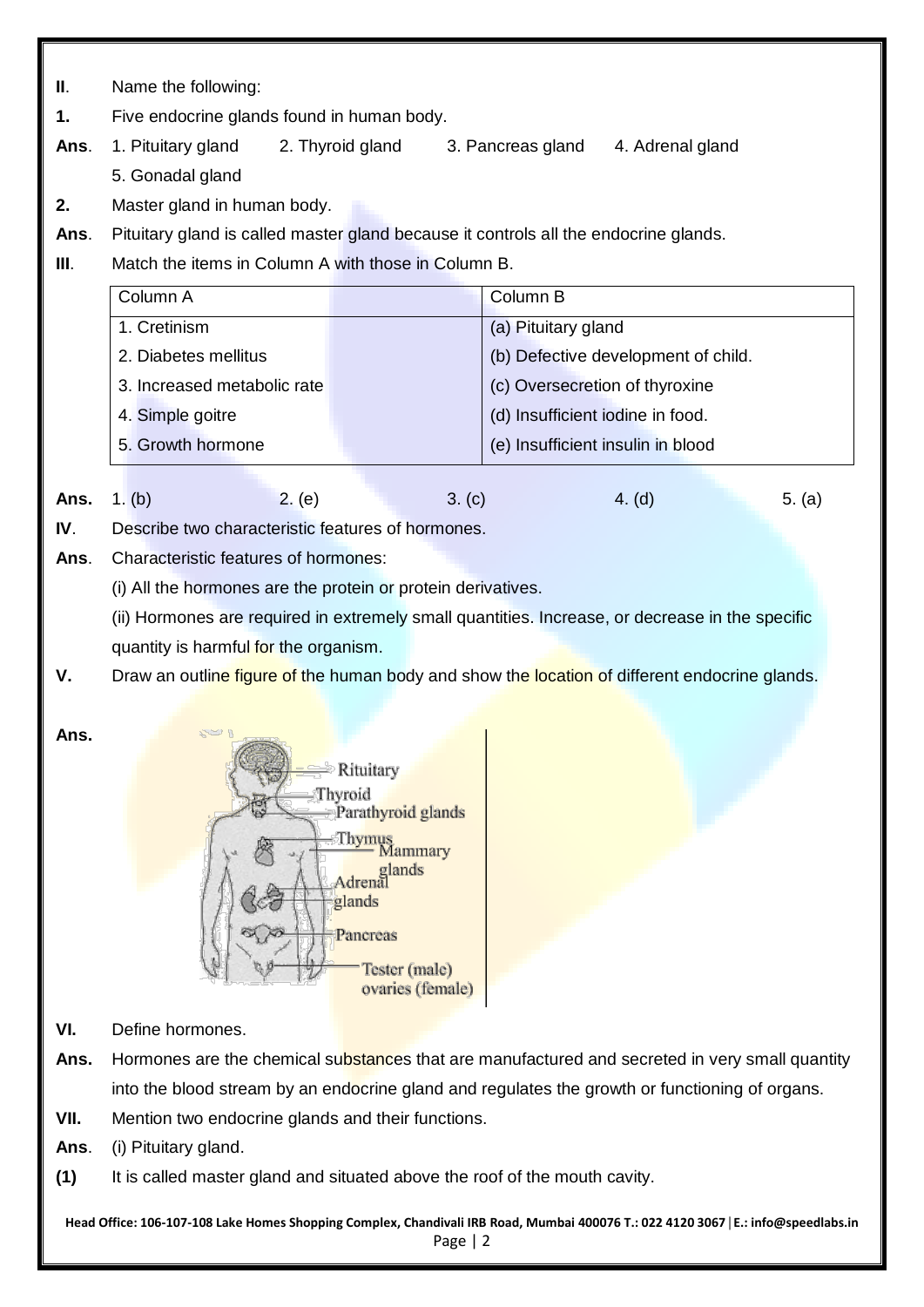**II**. Name the following:

**1.** Five endocrine glands found in human body.

**Ans**. 1. Pituitary gland 2. Thyroid gland 3. Pancreas gland 4. Adrenal gland 5. Gonadal gland

**2.** Master gland in human body.

**Ans**. Pituitary gland is called master gland because it controls all the endocrine glands.

**III**. Match the items in Column A with those in Column B.

| Column A | Column B |
|---|---|
| 1. Cretinism | (a) Pituitary gland |
| 2. Diabetes mellitus | (b) Defective development of child. |
| 3. Increased metabolic rate | (c) Oversecretion of thyroxine |
| 4. Simple goitre | (d) Insufficient iodine in food. |
| 5. Growth hormone | (e) Insufficient insulin in blood |

**Ans.** 1. (b) 2. (e) 3. (c) 4. (d) 5. (a)

**IV**. Describe two characteristic features of hormones.

**Ans**. Characteristic features of hormones:

(i) All the hormones are the protein or protein derivatives.

(ii) Hormones are required in extremely small quantities. Increase, or decrease in the specific quantity is harmful for the organism.

**V.** Draw an outline figure of the human body and show the location of different endocrine glands.

**Ans.**

Rituitary
Thyroid
Parathyroid glands
Thymus
Mammary glands
Adrenal glands
Pancreas
Tester (male) ovaries (female)

**VI.** Define hormones.

**Ans.** Hormones are the chemical substances that are manufactured and secreted in very small quantity into the blood stream by an endocrine gland and regulates the growth or functioning of organs.

**VII.** Mention two endocrine glands and their functions.

**Ans**. (i) Pituitary gland.

**(1)** It is called master gland and situated above the roof of the mouth cavity.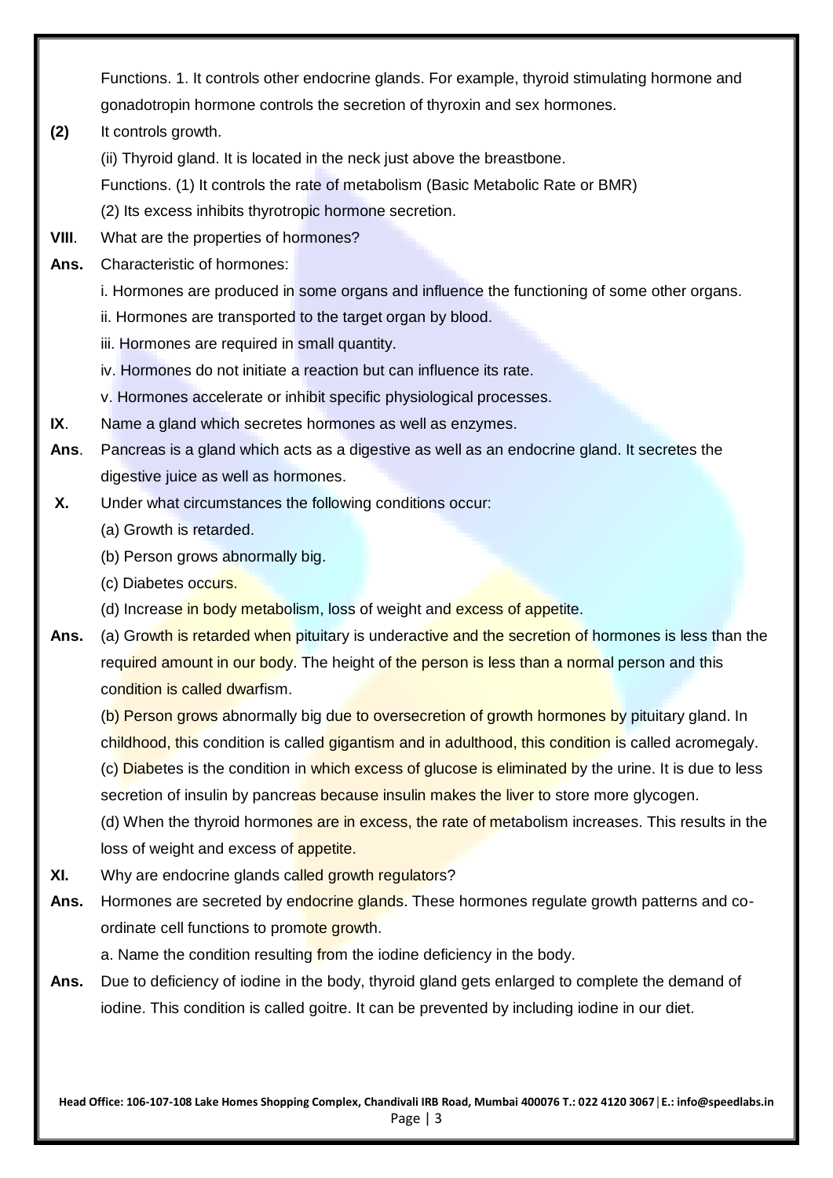Functions. 1. It controls other endocrine glands. For example, thyroid stimulating hormone and gonadotropin hormone controls the secretion of thyroxin and sex hormones.

**(2)** It controls growth.

(ii) Thyroid gland. It is located in the neck just above the breastbone.

Functions. (1) It controls the rate of metabolism (Basic Metabolic Rate or BMR)

(2) Its excess inhibits thyrotropic hormone secretion.

**VIII**. What are the properties of hormones?

**Ans.** Characteristic of hormones:

i. Hormones are produced in some organs and influence the functioning of some other organs.

ii. Hormones are transported to the target organ by blood.

iii. Hormones are required in small quantity.

iv. Hormones do not initiate a reaction but can influence its rate.

v. Hormones accelerate or inhibit specific physiological processes.

**IX**. Name a gland which secretes hormones as well as enzymes.

**Ans**. Pancreas is a gland which acts as a digestive as well as an endocrine gland. It secretes the digestive juice as well as hormones.

**X.** Under what circumstances the following conditions occur:

(a) Growth is retarded.

(b) Person grows abnormally big.

(c) Diabetes occurs.

(d) Increase in body metabolism, loss of weight and excess of appetite.

**Ans.** (a) Growth is retarded when pituitary is underactive and the secretion of hormones is less than the required amount in our body. The height of the person is less than a normal person and this condition is called dwarfism.

(b) Person grows abnormally big due to oversecretion of growth hormones by pituitary gland. In childhood, this condition is called gigantism and in adulthood, this condition is called acromegaly.

(c) Diabetes is the condition in which excess of glucose is eliminated by the urine. It is due to less secretion of insulin by pancreas because insulin makes the liver to store more glycogen.

(d) When the thyroid hormones are in excess, the rate of metabolism increases. This results in the loss of weight and excess of appetite.

**XI.** Why are endocrine glands called growth regulators?

**Ans.** Hormones are secreted by endocrine glands. These hormones regulate growth patterns and co-ordinate cell functions to promote growth.

a. Name the condition resulting from the iodine deficiency in the body.

**Ans.** Due to deficiency of iodine in the body, thyroid gland gets enlarged to complete the demand of iodine. This condition is called goitre. It can be prevented by including iodine in our diet.